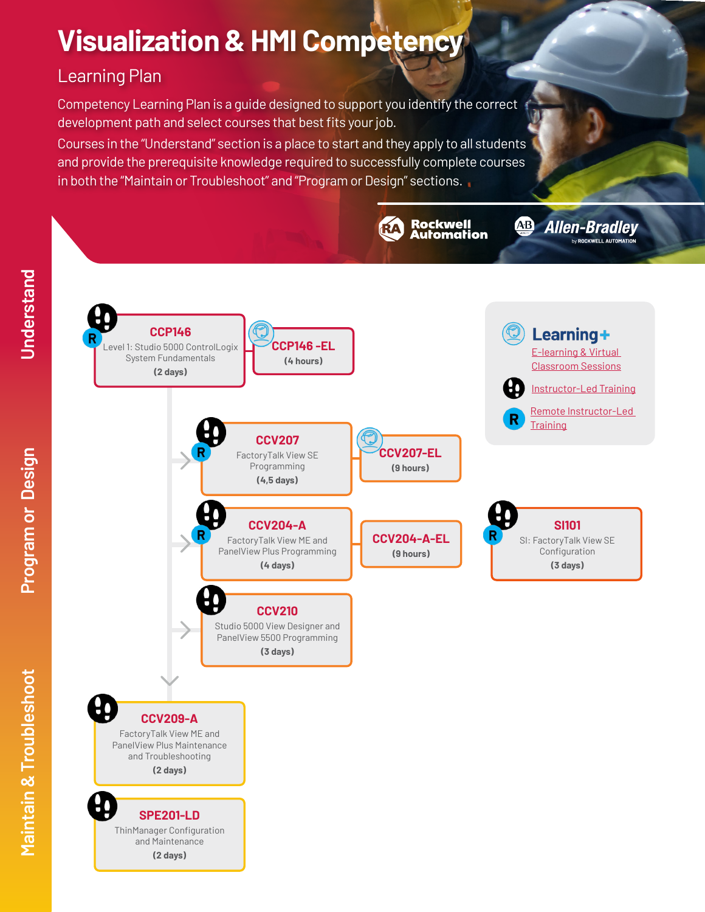# Visualization & HMI Competency

## Learning Plan

Competency Learning Plan is a guide designed to support you identify the correct development path and select courses that best fits your job.

Courses in the "Understand" section is a place to start and they apply to all students and provide the prerequisite knowledge required to successfully complete courses in both the "Maintain or Troubleshoot" and "Program or Design" sections.

Rockwell Automation | Allen-Bradley by Rockwell Automation

### Understand

**CCP146**
Level 1: Studio 5000 ControlLogix System Fundamentals
**(2 days)**

**CCP146 -EL**
**(4 hours)**

### Program or Design

**CCV207**
FactoryTalk View SE Programming
**(4,5 days)**

**CCV207-EL**
**(9 hours)**

**CCV204-A**
FactoryTalk View ME and PanelView Plus Programming
**(4 days)**

**CCV204-A-EL**
**(9 hours)**

**SI101**
SI: FactoryTalk View SE Configuration
**(3 days)**

**CCV210**
Studio 5000 View Designer and PanelView 5500 Programming
**(3 days)**

### Maintain & Troubleshoot

**CCV209-A**
FactoryTalk View ME and PanelView Plus Maintenance and Troubleshooting
**(2 days)**

**SPE201-LD**
ThinManager Configuration and Maintenance
**(2 days)**

### Legend

**Learning+**
- E-learning & Virtual Classroom Sessions
- Instructor-Led Training
- R: Remote Instructor-Led Training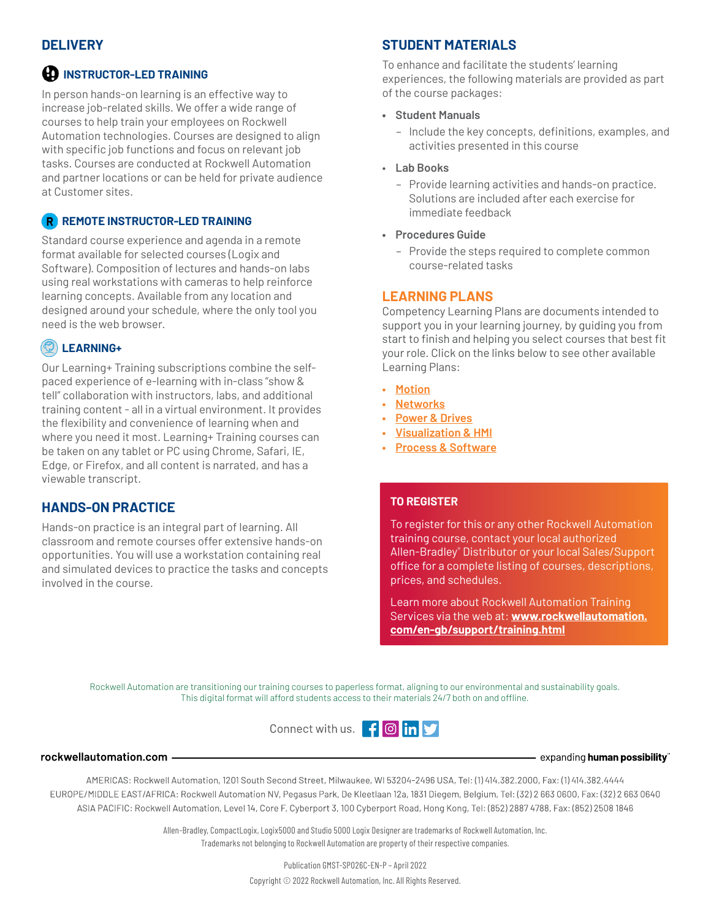## DELIVERY

### INSTRUCTOR-LED TRAINING

In person hands-on learning is an effective way to increase job-related skills. We offer a wide range of courses to help train your employees on Rockwell Automation technologies. Courses are designed to align with specific job functions and focus on relevant job tasks. Courses are conducted at Rockwell Automation and partner locations or can be held for private audience at Customer sites.

### REMOTE INSTRUCTOR-LED TRAINING

Standard course experience and agenda in a remote format available for selected courses (Logix and Software). Composition of lectures and hands-on labs using real workstations with cameras to help reinforce learning concepts. Available from any location and designed around your schedule, where the only tool you need is the web browser.

### LEARNING+

Our Learning+ Training subscriptions combine the self-paced experience of e-learning with in-class "show & tell" collaboration with instructors, labs, and additional training content - all in a virtual environment. It provides the flexibility and convenience of learning when and where you need it most. Learning+ Training courses can be taken on any tablet or PC using Chrome, Safari, IE, Edge, or Firefox, and all content is narrated, and has a viewable transcript.

## HANDS-ON PRACTICE

Hands-on practice is an integral part of learning. All classroom and remote courses offer extensive hands-on opportunities. You will use a workstation containing real and simulated devices to practice the tasks and concepts involved in the course.

## STUDENT MATERIALS

To enhance and facilitate the students' learning experiences, the following materials are provided as part of the course packages:

- Student Manuals
  - Include the key concepts, definitions, examples, and activities presented in this course
- Lab Books
  - Provide learning activities and hands-on practice. Solutions are included after each exercise for immediate feedback
- Procedures Guide
  - Provide the steps required to complete common course-related tasks

## LEARNING PLANS

Competency Learning Plans are documents intended to support you in your learning journey, by guiding you from start to finish and helping you select courses that best fit your role. Click on the links below to see other available Learning Plans:

- Motion
- Networks
- Power & Drives
- Visualization & HMI
- Process & Software

**TO REGISTER**

To register for this or any other Rockwell Automation training course, contact your local authorized Allen-Bradley® Distributor or your local Sales/Support office for a complete listing of courses, descriptions, prices, and schedules.

Learn more about Rockwell Automation Training Services via the web at: **www.rockwellautomation.com/en-gb/support/training.html**

Rockwell Automation are transitioning our training courses to paperless format, aligning to our environmental and sustainability goals. This digital format will afford students access to their materials 24/7 both on and offline.

Connect with us.

rockwellautomation.com — expanding **human possibility**™

AMERICAS: Rockwell Automation, 1201 South Second Street, Milwaukee, WI 53204-2496 USA, Tel: (1) 414.382.2000, Fax: (1) 414.382.4444
EUROPE/MIDDLE EAST/AFRICA: Rockwell Automation NV, Pegasus Park, De Kleetlaan 12a, 1831 Diegem, Belgium, Tel: (32) 2 663 0600, Fax: (32) 2 663 0640
ASIA PACIFIC: Rockwell Automation, Level 14, Core F, Cyberport 3, 100 Cyberport Road, Hong Kong, Tel: (852) 2887 4788, Fax: (852) 2508 1846

Allen-Bradley, CompactLogix, Logix5000 and Studio 5000 Logix Designer are trademarks of Rockwell Automation, Inc.
Trademarks not belonging to Rockwell Automation are property of their respective companies.

Publication GMST-SP026C-EN-P - April 2022
Copyright © 2022 Rockwell Automation, Inc. All Rights Reserved.